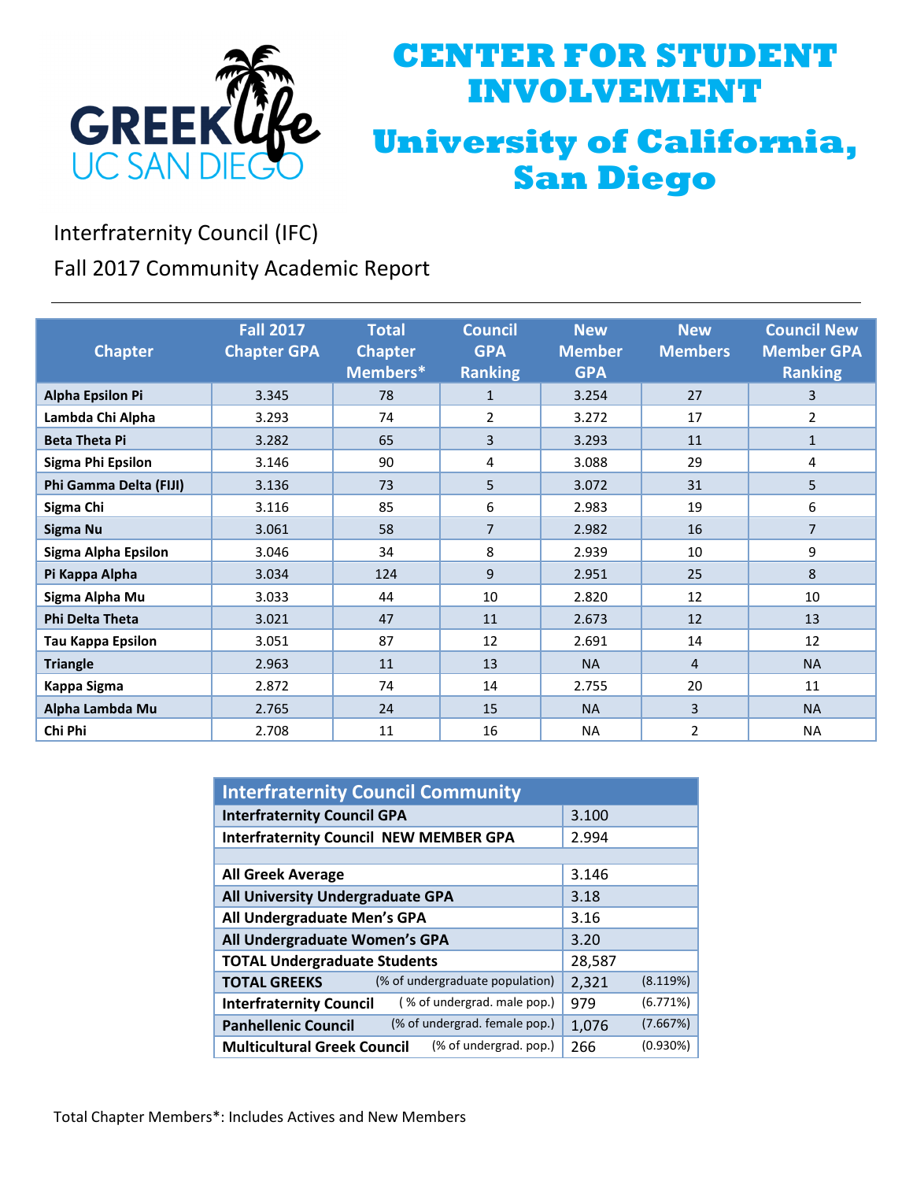# CENTER FOR STUDENT INVOLVEMENT

# University of California, San Diego

GREEK life UC SAN DIEGO

## Interfraternity Council (IFC)

## Fall 2017 Community Academic Report

| Chapter | Fall 2017 Chapter GPA | Total Chapter Members* | Council GPA Ranking | New Member GPA | New Members | Council New Member GPA Ranking |
|---|---|---|---|---|---|---|
| **Alpha Epsilon Pi** | 3.345 | 78 | 1 | 3.254 | 27 | 3 |
| **Lambda Chi Alpha** | 3.293 | 74 | 2 | 3.272 | 17 | 2 |
| **Beta Theta Pi** | 3.282 | 65 | 3 | 3.293 | 11 | 1 |
| **Sigma Phi Epsilon** | 3.146 | 90 | 4 | 3.088 | 29 | 4 |
| **Phi Gamma Delta (FIJI)** | 3.136 | 73 | 5 | 3.072 | 31 | 5 |
| **Sigma Chi** | 3.116 | 85 | 6 | 2.983 | 19 | 6 |
| **Sigma Nu** | 3.061 | 58 | 7 | 2.982 | 16 | 7 |
| **Sigma Alpha Epsilon** | 3.046 | 34 | 8 | 2.939 | 10 | 9 |
| **Pi Kappa Alpha** | 3.034 | 124 | 9 | 2.951 | 25 | 8 |
| **Sigma Alpha Mu** | 3.033 | 44 | 10 | 2.820 | 12 | 10 |
| **Phi Delta Theta** | 3.021 | 47 | 11 | 2.673 | 12 | 13 |
| **Tau Kappa Epsilon** | 3.051 | 87 | 12 | 2.691 | 14 | 12 |
| **Triangle** | 2.963 | 11 | 13 | NA | 4 | NA |
| **Kappa Sigma** | 2.872 | 74 | 14 | 2.755 | 20 | 11 |
| **Alpha Lambda Mu** | 2.765 | 24 | 15 | NA | 3 | NA |
| **Chi Phi** | 2.708 | 11 | 16 | NA | 2 | NA |

| Interfraternity Council Community | | |
|---|---|---|
| **Interfraternity Council GPA** | 3.100 | |
| **Interfraternity Council NEW MEMBER GPA** | 2.994 | |
| | | |
| **All Greek Average** | 3.146 | |
| **All University Undergraduate GPA** | 3.18 | |
| **All Undergraduate Men's GPA** | 3.16 | |
| **All Undergraduate Women's GPA** | 3.20 | |
| **TOTAL Undergraduate Students** | 28,587 | |
| **TOTAL GREEKS** (% of undergraduate population) | 2,321 | (8.119%) |
| **Interfraternity Council** ( % of undergrad. male pop.) | 979 | (6.771%) |
| **Panhellenic Council** (% of undergrad. female pop.) | 1,076 | (7.667%) |
| **Multicultural Greek Council** (% of undergrad. pop.) | 266 | (0.930%) |

Total Chapter Members*: Includes Actives and New Members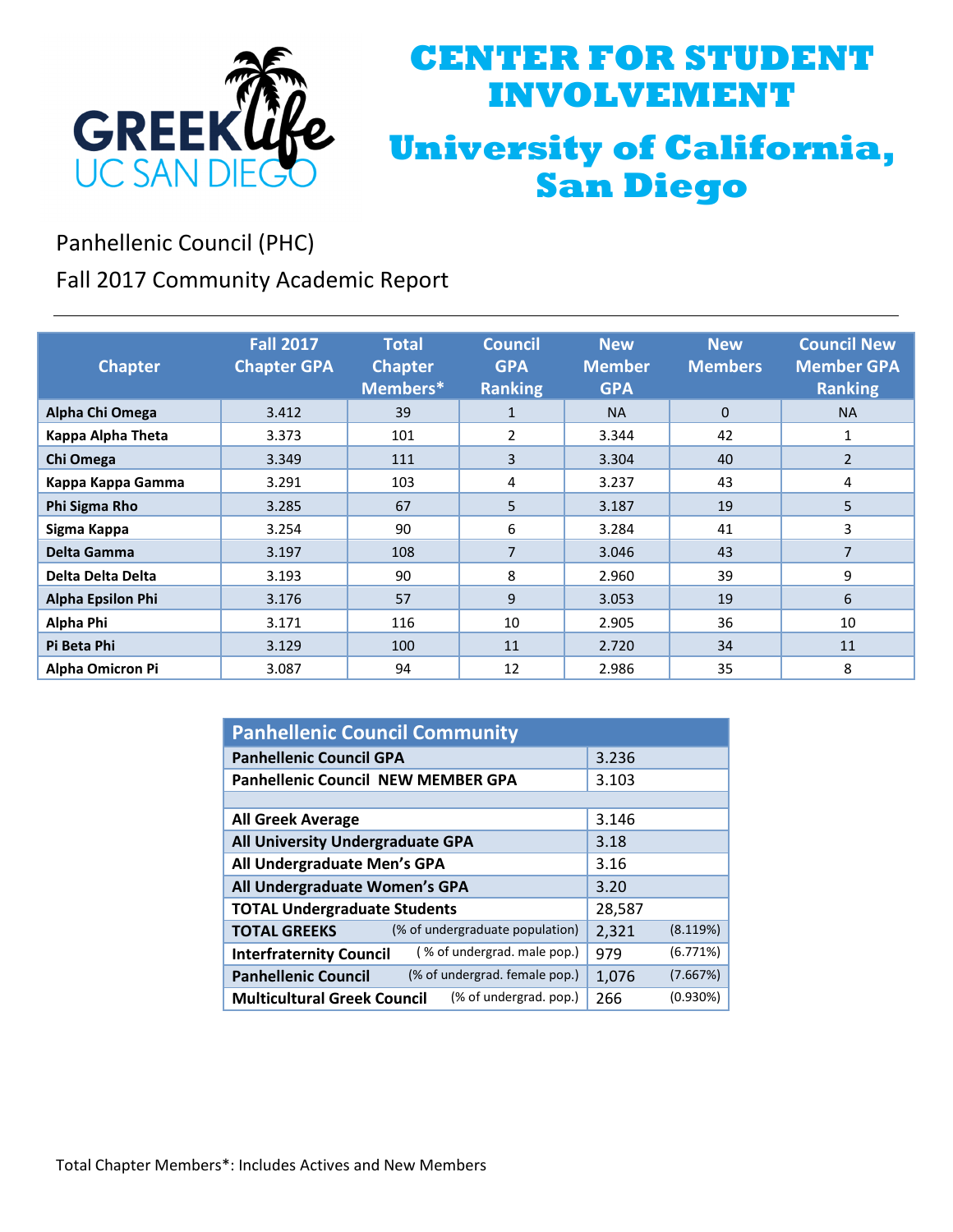# CENTER FOR STUDENT INVOLVEMENT

# University of California, San Diego

Panhellenic Council (PHC)

Fall 2017 Community Academic Report

| Chapter | Fall 2017 Chapter GPA | Total Chapter Members* | Council GPA Ranking | New Member GPA | New Members | Council New Member GPA Ranking |
|---|---|---|---|---|---|---|
| **Alpha Chi Omega** | 3.412 | 39 | 1 | NA | 0 | NA |
| **Kappa Alpha Theta** | 3.373 | 101 | 2 | 3.344 | 42 | 1 |
| **Chi Omega** | 3.349 | 111 | 3 | 3.304 | 40 | 2 |
| **Kappa Kappa Gamma** | 3.291 | 103 | 4 | 3.237 | 43 | 4 |
| **Phi Sigma Rho** | 3.285 | 67 | 5 | 3.187 | 19 | 5 |
| **Sigma Kappa** | 3.254 | 90 | 6 | 3.284 | 41 | 3 |
| **Delta Gamma** | 3.197 | 108 | 7 | 3.046 | 43 | 7 |
| **Delta Delta Delta** | 3.193 | 90 | 8 | 2.960 | 39 | 9 |
| **Alpha Epsilon Phi** | 3.176 | 57 | 9 | 3.053 | 19 | 6 |
| **Alpha Phi** | 3.171 | 116 | 10 | 2.905 | 36 | 10 |
| **Pi Beta Phi** | 3.129 | 100 | 11 | 2.720 | 34 | 11 |
| **Alpha Omicron Pi** | 3.087 | 94 | 12 | 2.986 | 35 | 8 |

| Panhellenic Council Community | | |
|---|---|---|
| **Panhellenic Council GPA** | 3.236 | |
| **Panhellenic Council NEW MEMBER GPA** | 3.103 | |
| | | |
| **All Greek Average** | 3.146 | |
| **All University Undergraduate GPA** | 3.18 | |
| **All Undergraduate Men's GPA** | 3.16 | |
| **All Undergraduate Women's GPA** | 3.20 | |
| **TOTAL Undergraduate Students** | 28,587 | |
| **TOTAL GREEKS** (% of undergraduate population) | 2,321 | (8.119%) |
| **Interfraternity Council** ( % of undergrad. male pop.) | 979 | (6.771%) |
| **Panhellenic Council** (% of undergrad. female pop.) | 1,076 | (7.667%) |
| **Multicultural Greek Council** (% of undergrad. pop.) | 266 | (0.930%) |

Total Chapter Members*: Includes Actives and New Members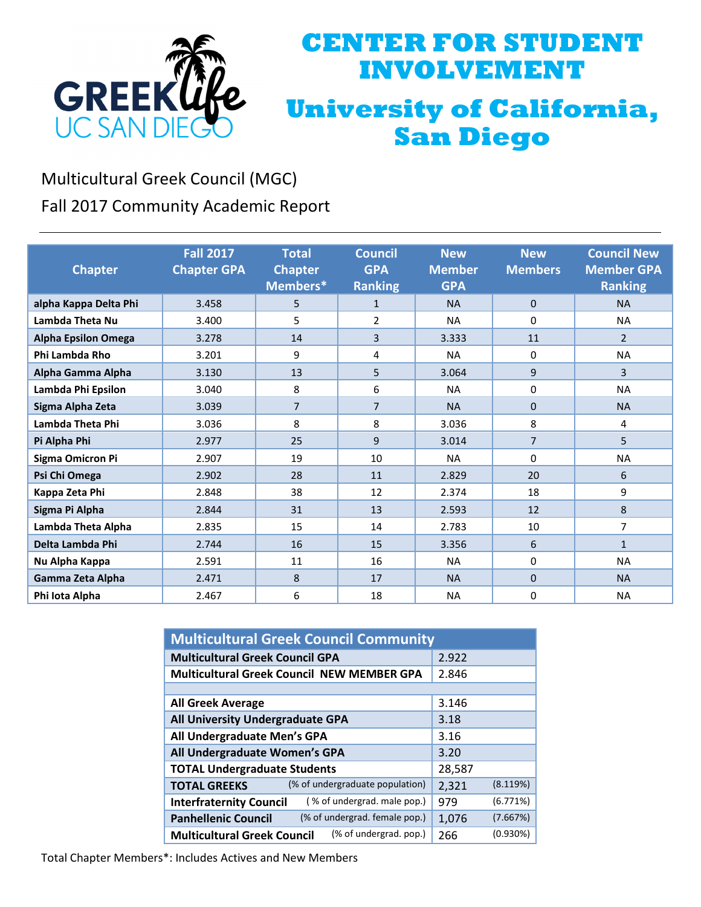# CENTER FOR STUDENT INVOLVEMENT

# University of California, San Diego

GREEK life UC SAN DIEGO

Multicultural Greek Council (MGC)

Fall 2017 Community Academic Report

| Chapter | Fall 2017 Chapter GPA | Total Chapter Members* | Council GPA Ranking | New Member GPA | New Members | Council New Member GPA Ranking |
|---|---|---|---|---|---|---|
| alpha Kappa Delta Phi | 3.458 | 5 | 1 | NA | 0 | NA |
| Lambda Theta Nu | 3.400 | 5 | 2 | NA | 0 | NA |
| Alpha Epsilon Omega | 3.278 | 14 | 3 | 3.333 | 11 | 2 |
| Phi Lambda Rho | 3.201 | 9 | 4 | NA | 0 | NA |
| Alpha Gamma Alpha | 3.130 | 13 | 5 | 3.064 | 9 | 3 |
| Lambda Phi Epsilon | 3.040 | 8 | 6 | NA | 0 | NA |
| Sigma Alpha Zeta | 3.039 | 7 | 7 | NA | 0 | NA |
| Lambda Theta Phi | 3.036 | 8 | 8 | 3.036 | 8 | 4 |
| Pi Alpha Phi | 2.977 | 25 | 9 | 3.014 | 7 | 5 |
| Sigma Omicron Pi | 2.907 | 19 | 10 | NA | 0 | NA |
| Psi Chi Omega | 2.902 | 28 | 11 | 2.829 | 20 | 6 |
| Kappa Zeta Phi | 2.848 | 38 | 12 | 2.374 | 18 | 9 |
| Sigma Pi Alpha | 2.844 | 31 | 13 | 2.593 | 12 | 8 |
| Lambda Theta Alpha | 2.835 | 15 | 14 | 2.783 | 10 | 7 |
| Delta Lambda Phi | 2.744 | 16 | 15 | 3.356 | 6 | 1 |
| Nu Alpha Kappa | 2.591 | 11 | 16 | NA | 0 | NA |
| Gamma Zeta Alpha | 2.471 | 8 | 17 | NA | 0 | NA |
| Phi Iota Alpha | 2.467 | 6 | 18 | NA | 0 | NA |

| Multicultural Greek Council Community | | |
|---|---|---|
| Multicultural Greek Council GPA | 2.922 | |
| Multicultural Greek Council NEW MEMBER GPA | 2.846 | |
| | | |
| All Greek Average | 3.146 | |
| All University Undergraduate GPA | 3.18 | |
| All Undergraduate Men's GPA | 3.16 | |
| All Undergraduate Women's GPA | 3.20 | |
| TOTAL Undergraduate Students | 28,587 | |
| TOTAL GREEKS (% of undergraduate population) | 2,321 | (8.119%) |
| Interfraternity Council ( % of undergrad. male pop.) | 979 | (6.771%) |
| Panhellenic Council (% of undergrad. female pop.) | 1,076 | (7.667%) |
| Multicultural Greek Council (% of undergrad. pop.) | 266 | (0.930%) |

Total Chapter Members*: Includes Actives and New Members